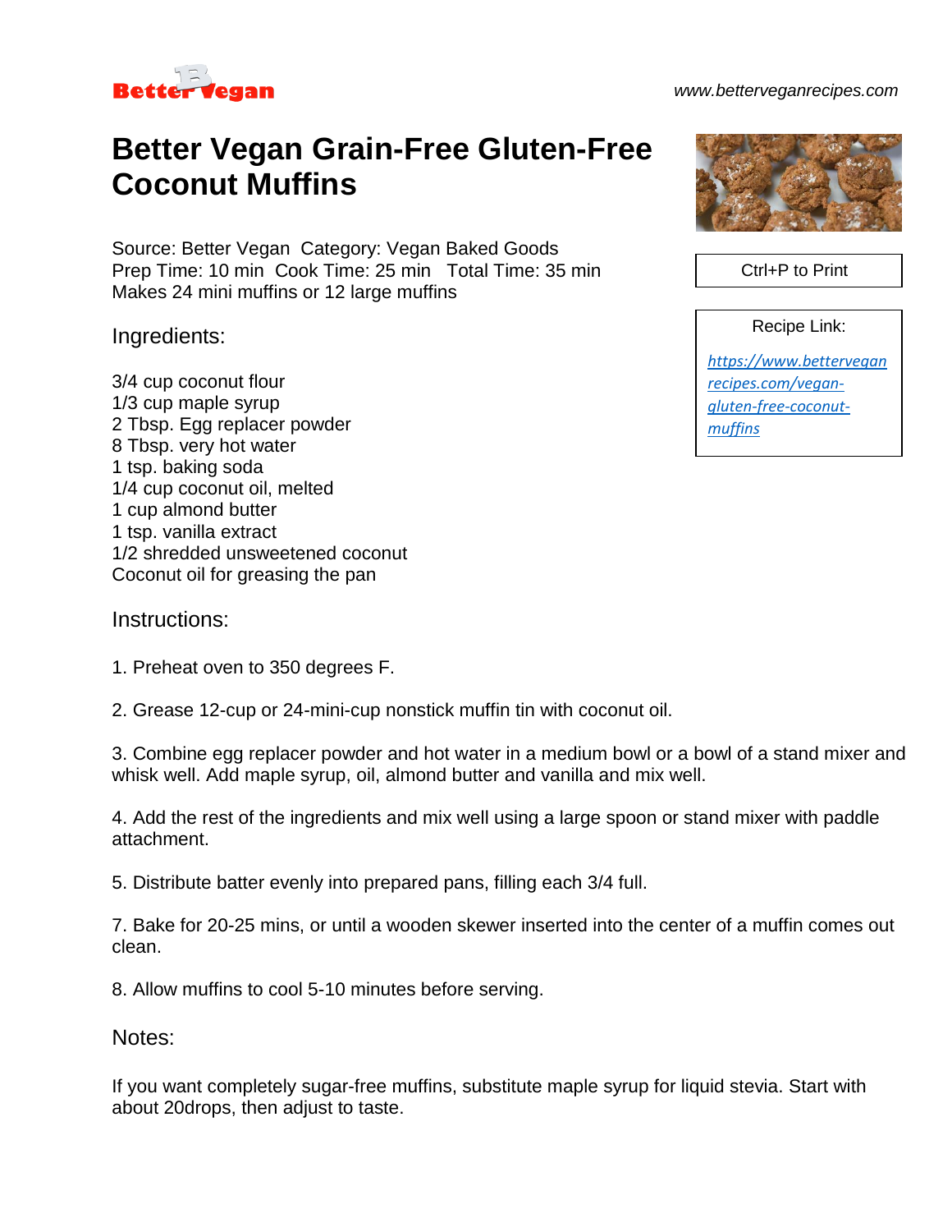Better Vegan

www.betterveganrecipes.com

# Better Vegan Grain-Free Gluten-Free Coconut Muffins

Source: Better Vegan  Category: Vegan Baked Goods
Prep Time: 10 min  Cook Time: 25 min  Total Time: 35 min
Makes 24 mini muffins or 12 large muffins

Ctrl+P to Print

Recipe Link:

[https://www.betterveganrecipes.com/vegan-gluten-free-coconut-muffins](https://www.betterveganrecipes.com/vegan-gluten-free-coconut-muffins)

## Ingredients:

3/4 cup coconut flour
1/3 cup maple syrup
2 Tbsp. Egg replacer powder
8 Tbsp. very hot water
1 tsp. baking soda
1/4 cup coconut oil, melted
1 cup almond butter
1 tsp. vanilla extract
1/2 shredded unsweetened coconut
Coconut oil for greasing the pan

## Instructions:

1. Preheat oven to 350 degrees F.

2. Grease 12-cup or 24-mini-cup nonstick muffin tin with coconut oil.

3. Combine egg replacer powder and hot water in a medium bowl or a bowl of a stand mixer and whisk well. Add maple syrup, oil, almond butter and vanilla and mix well.

4. Add the rest of the ingredients and mix well using a large spoon or stand mixer with paddle attachment.

5. Distribute batter evenly into prepared pans, filling each 3/4 full.

7. Bake for 20-25 mins, or until a wooden skewer inserted into the center of a muffin comes out clean.

8. Allow muffins to cool 5-10 minutes before serving.

## Notes:

If you want completely sugar-free muffins, substitute maple syrup for liquid stevia. Start with about 20drops, then adjust to taste.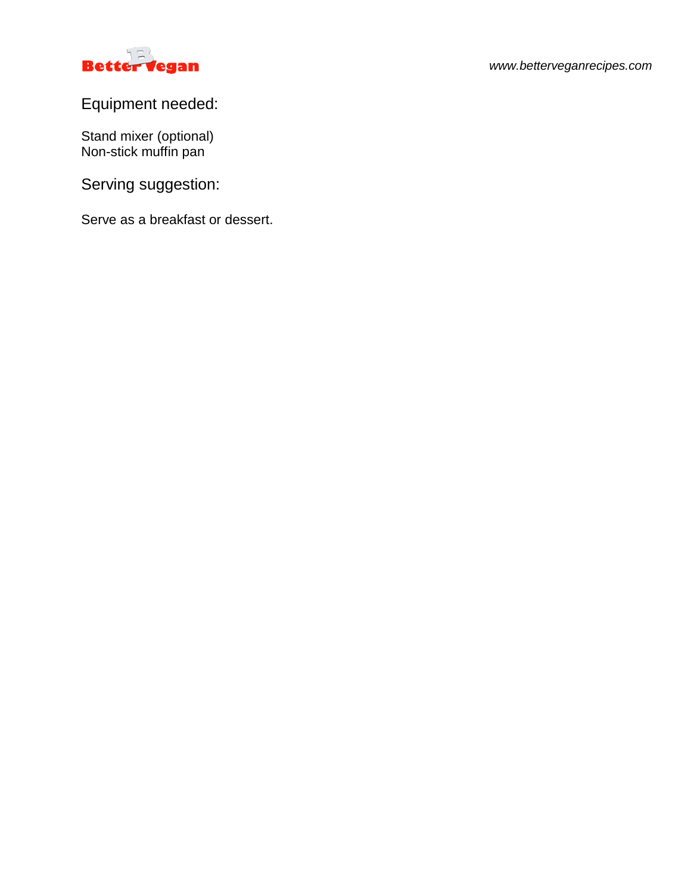## Equipment needed:

Stand mixer (optional)
Non-stick muffin pan

## Serving suggestion:

Serve as a breakfast or dessert.